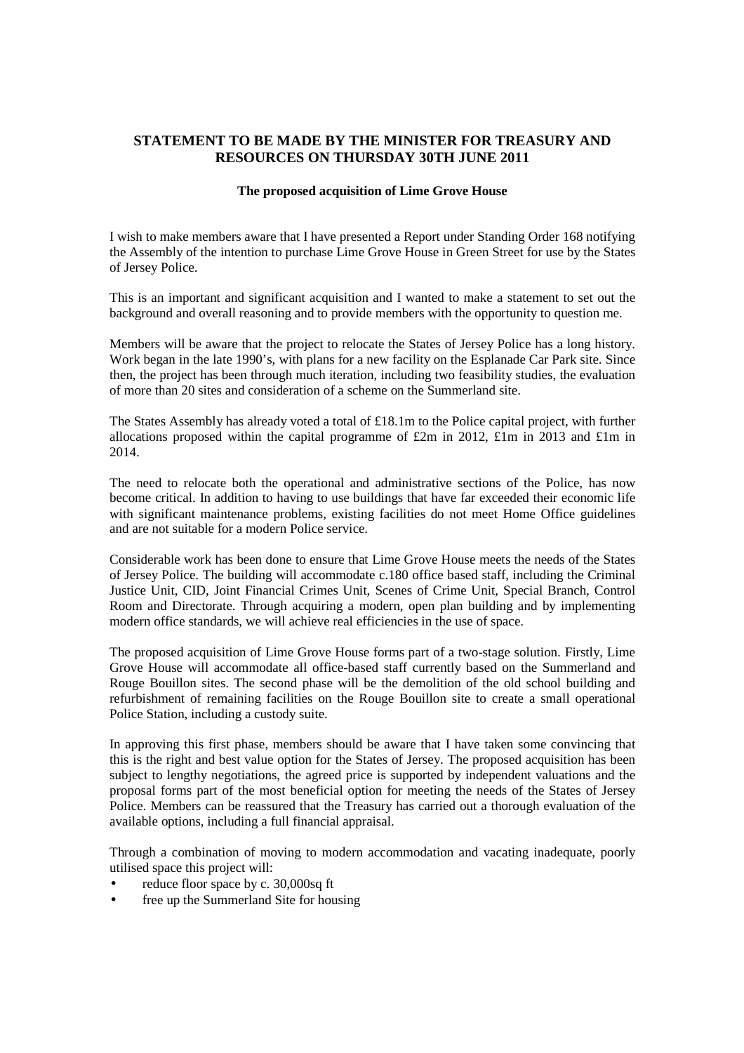# STATEMENT TO BE MADE BY THE MINISTER FOR TREASURY AND RESOURCES ON THURSDAY 30TH JUNE 2011

**The proposed acquisition of Lime Grove House**

I wish to make members aware that I have presented a Report under Standing Order 168 notifying the Assembly of the intention to purchase Lime Grove House in Green Street for use by the States of Jersey Police.

This is an important and significant acquisition and I wanted to make a statement to set out the background and overall reasoning and to provide members with the opportunity to question me.

Members will be aware that the project to relocate the States of Jersey Police has a long history. Work began in the late 1990's, with plans for a new facility on the Esplanade Car Park site. Since then, the project has been through much iteration, including two feasibility studies, the evaluation of more than 20 sites and consideration of a scheme on the Summerland site.

The States Assembly has already voted a total of £18.1m to the Police capital project, with further allocations proposed within the capital programme of £2m in 2012, £1m in 2013 and £1m in 2014.

The need to relocate both the operational and administrative sections of the Police, has now become critical. In addition to having to use buildings that have far exceeded their economic life with significant maintenance problems, existing facilities do not meet Home Office guidelines and are not suitable for a modern Police service.

Considerable work has been done to ensure that Lime Grove House meets the needs of the States of Jersey Police. The building will accommodate c.180 office based staff, including the Criminal Justice Unit, CID, Joint Financial Crimes Unit, Scenes of Crime Unit, Special Branch, Control Room and Directorate. Through acquiring a modern, open plan building and by implementing modern office standards, we will achieve real efficiencies in the use of space.

The proposed acquisition of Lime Grove House forms part of a two-stage solution. Firstly, Lime Grove House will accommodate all office-based staff currently based on the Summerland and Rouge Bouillon sites. The second phase will be the demolition of the old school building and refurbishment of remaining facilities on the Rouge Bouillon site to create a small operational Police Station, including a custody suite.

In approving this first phase, members should be aware that I have taken some convincing that this is the right and best value option for the States of Jersey. The proposed acquisition has been subject to lengthy negotiations, the agreed price is supported by independent valuations and the proposal forms part of the most beneficial option for meeting the needs of the States of Jersey Police. Members can be reassured that the Treasury has carried out a thorough evaluation of the available options, including a full financial appraisal.

Through a combination of moving to modern accommodation and vacating inadequate, poorly utilised space this project will:

- reduce floor space by c. 30,000sq ft
- free up the Summerland Site for housing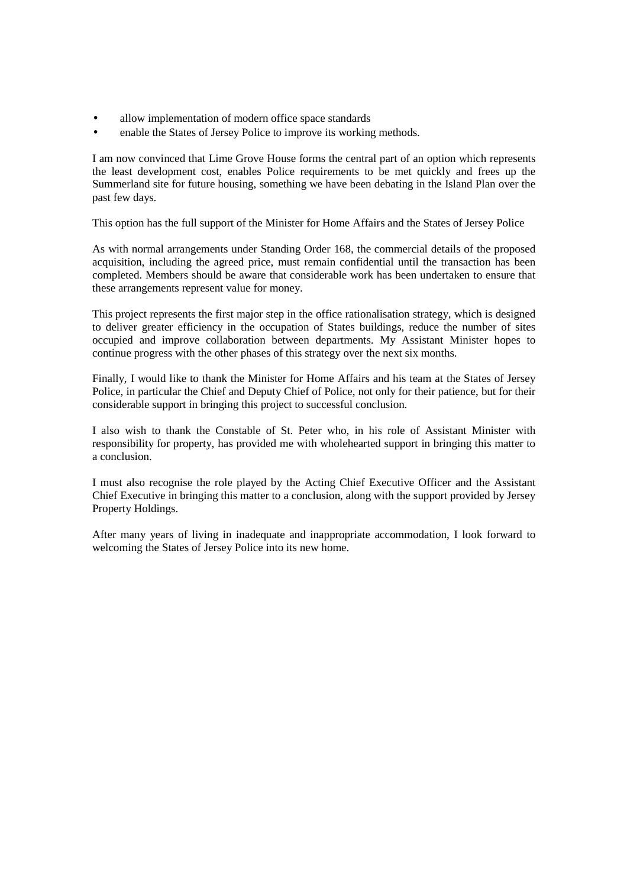- allow implementation of modern office space standards
- enable the States of Jersey Police to improve its working methods.

I am now convinced that Lime Grove House forms the central part of an option which represents the least development cost, enables Police requirements to be met quickly and frees up the Summerland site for future housing, something we have been debating in the Island Plan over the past few days.

This option has the full support of the Minister for Home Affairs and the States of Jersey Police

As with normal arrangements under Standing Order 168, the commercial details of the proposed acquisition, including the agreed price, must remain confidential until the transaction has been completed. Members should be aware that considerable work has been undertaken to ensure that these arrangements represent value for money.

This project represents the first major step in the office rationalisation strategy, which is designed to deliver greater efficiency in the occupation of States buildings, reduce the number of sites occupied and improve collaboration between departments. My Assistant Minister hopes to continue progress with the other phases of this strategy over the next six months.

Finally, I would like to thank the Minister for Home Affairs and his team at the States of Jersey Police, in particular the Chief and Deputy Chief of Police, not only for their patience, but for their considerable support in bringing this project to successful conclusion.

I also wish to thank the Constable of St. Peter who, in his role of Assistant Minister with responsibility for property, has provided me with wholehearted support in bringing this matter to a conclusion.

I must also recognise the role played by the Acting Chief Executive Officer and the Assistant Chief Executive in bringing this matter to a conclusion, along with the support provided by Jersey Property Holdings.

After many years of living in inadequate and inappropriate accommodation, I look forward to welcoming the States of Jersey Police into its new home.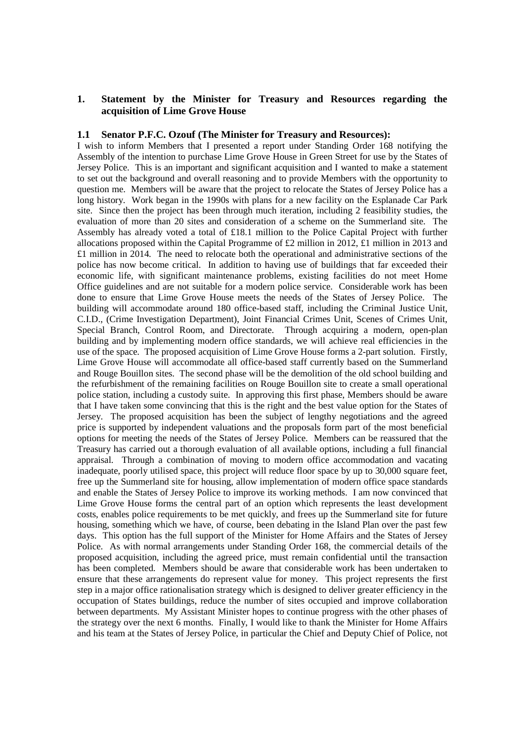## 1. Statement by the Minister for Treasury and Resources regarding the acquisition of Lime Grove House

### 1.1 Senator P.F.C. Ozouf (The Minister for Treasury and Resources):

I wish to inform Members that I presented a report under Standing Order 168 notifying the Assembly of the intention to purchase Lime Grove House in Green Street for use by the States of Jersey Police. This is an important and significant acquisition and I wanted to make a statement to set out the background and overall reasoning and to provide Members with the opportunity to question me. Members will be aware that the project to relocate the States of Jersey Police has a long history. Work began in the 1990s with plans for a new facility on the Esplanade Car Park site. Since then the project has been through much iteration, including 2 feasibility studies, the evaluation of more than 20 sites and consideration of a scheme on the Summerland site. The Assembly has already voted a total of £18.1 million to the Police Capital Project with further allocations proposed within the Capital Programme of £2 million in 2012, £1 million in 2013 and £1 million in 2014. The need to relocate both the operational and administrative sections of the police has now become critical. In addition to having use of buildings that far exceeded their economic life, with significant maintenance problems, existing facilities do not meet Home Office guidelines and are not suitable for a modern police service. Considerable work has been done to ensure that Lime Grove House meets the needs of the States of Jersey Police. The building will accommodate around 180 office-based staff, including the Criminal Justice Unit, C.I.D., (Crime Investigation Department), Joint Financial Crimes Unit, Scenes of Crimes Unit, Special Branch, Control Room, and Directorate. Through acquiring a modern, open-plan building and by implementing modern office standards, we will achieve real efficiencies in the use of the space. The proposed acquisition of Lime Grove House forms a 2-part solution. Firstly, Lime Grove House will accommodate all office-based staff currently based on the Summerland and Rouge Bouillon sites. The second phase will be the demolition of the old school building and the refurbishment of the remaining facilities on Rouge Bouillon site to create a small operational police station, including a custody suite. In approving this first phase, Members should be aware that I have taken some convincing that this is the right and the best value option for the States of Jersey. The proposed acquisition has been the subject of lengthy negotiations and the agreed price is supported by independent valuations and the proposals form part of the most beneficial options for meeting the needs of the States of Jersey Police. Members can be reassured that the Treasury has carried out a thorough evaluation of all available options, including a full financial appraisal. Through a combination of moving to modern office accommodation and vacating inadequate, poorly utilised space, this project will reduce floor space by up to 30,000 square feet, free up the Summerland site for housing, allow implementation of modern office space standards and enable the States of Jersey Police to improve its working methods. I am now convinced that Lime Grove House forms the central part of an option which represents the least development costs, enables police requirements to be met quickly, and frees up the Summerland site for future housing, something which we have, of course, been debating in the Island Plan over the past few days. This option has the full support of the Minister for Home Affairs and the States of Jersey Police. As with normal arrangements under Standing Order 168, the commercial details of the proposed acquisition, including the agreed price, must remain confidential until the transaction has been completed. Members should be aware that considerable work has been undertaken to ensure that these arrangements do represent value for money. This project represents the first step in a major office rationalisation strategy which is designed to deliver greater efficiency in the occupation of States buildings, reduce the number of sites occupied and improve collaboration between departments. My Assistant Minister hopes to continue progress with the other phases of the strategy over the next 6 months. Finally, I would like to thank the Minister for Home Affairs and his team at the States of Jersey Police, in particular the Chief and Deputy Chief of Police, not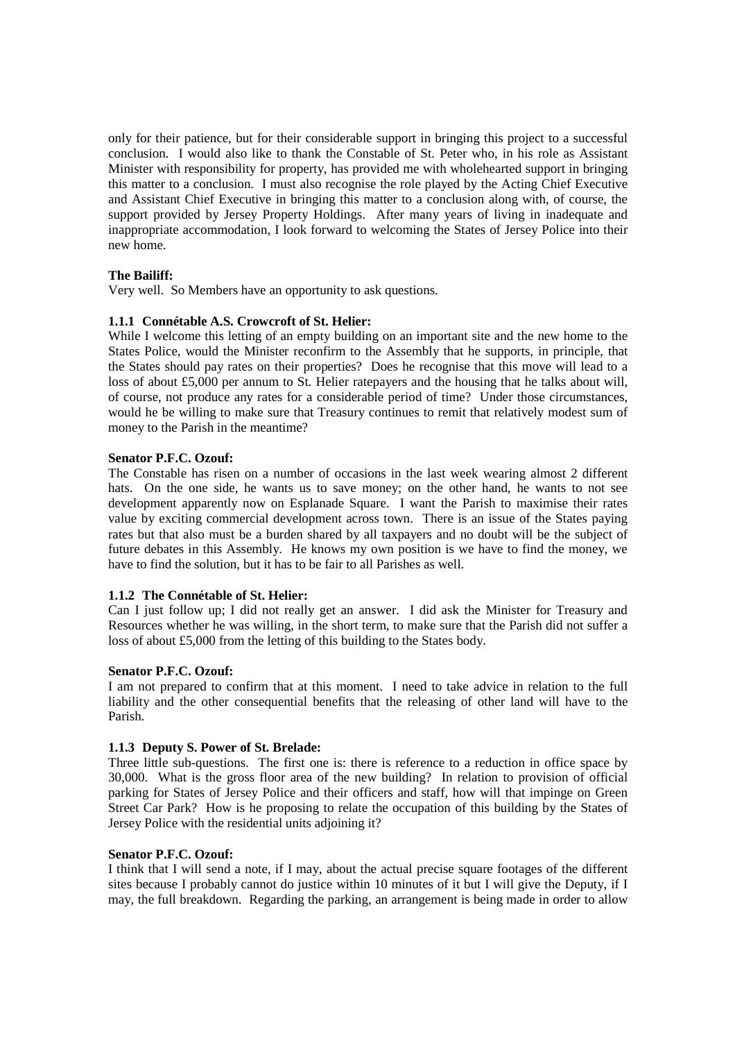only for their patience, but for their considerable support in bringing this project to a successful conclusion. I would also like to thank the Constable of St. Peter who, in his role as Assistant Minister with responsibility for property, has provided me with wholehearted support in bringing this matter to a conclusion. I must also recognise the role played by the Acting Chief Executive and Assistant Chief Executive in bringing this matter to a conclusion along with, of course, the support provided by Jersey Property Holdings. After many years of living in inadequate and inappropriate accommodation, I look forward to welcoming the States of Jersey Police into their new home.

**The Bailiff:**

Very well. So Members have an opportunity to ask questions.

**1.1.1 Connétable A.S. Crowcroft of St. Helier:**

While I welcome this letting of an empty building on an important site and the new home to the States Police, would the Minister reconfirm to the Assembly that he supports, in principle, that the States should pay rates on their properties? Does he recognise that this move will lead to a loss of about £5,000 per annum to St. Helier ratepayers and the housing that he talks about will, of course, not produce any rates for a considerable period of time? Under those circumstances, would he be willing to make sure that Treasury continues to remit that relatively modest sum of money to the Parish in the meantime?

**Senator P.F.C. Ozouf:**

The Constable has risen on a number of occasions in the last week wearing almost 2 different hats. On the one side, he wants us to save money; on the other hand, he wants to not see development apparently now on Esplanade Square. I want the Parish to maximise their rates value by exciting commercial development across town. There is an issue of the States paying rates but that also must be a burden shared by all taxpayers and no doubt will be the subject of future debates in this Assembly. He knows my own position is we have to find the money, we have to find the solution, but it has to be fair to all Parishes as well.

**1.1.2 The Connétable of St. Helier:**

Can I just follow up; I did not really get an answer. I did ask the Minister for Treasury and Resources whether he was willing, in the short term, to make sure that the Parish did not suffer a loss of about £5,000 from the letting of this building to the States body.

**Senator P.F.C. Ozouf:**

I am not prepared to confirm that at this moment. I need to take advice in relation to the full liability and the other consequential benefits that the releasing of other land will have to the Parish.

**1.1.3 Deputy S. Power of St. Brelade:**

Three little sub-questions. The first one is: there is reference to a reduction in office space by 30,000. What is the gross floor area of the new building? In relation to provision of official parking for States of Jersey Police and their officers and staff, how will that impinge on Green Street Car Park? How is he proposing to relate the occupation of this building by the States of Jersey Police with the residential units adjoining it?

**Senator P.F.C. Ozouf:**

I think that I will send a note, if I may, about the actual precise square footages of the different sites because I probably cannot do justice within 10 minutes of it but I will give the Deputy, if I may, the full breakdown. Regarding the parking, an arrangement is being made in order to allow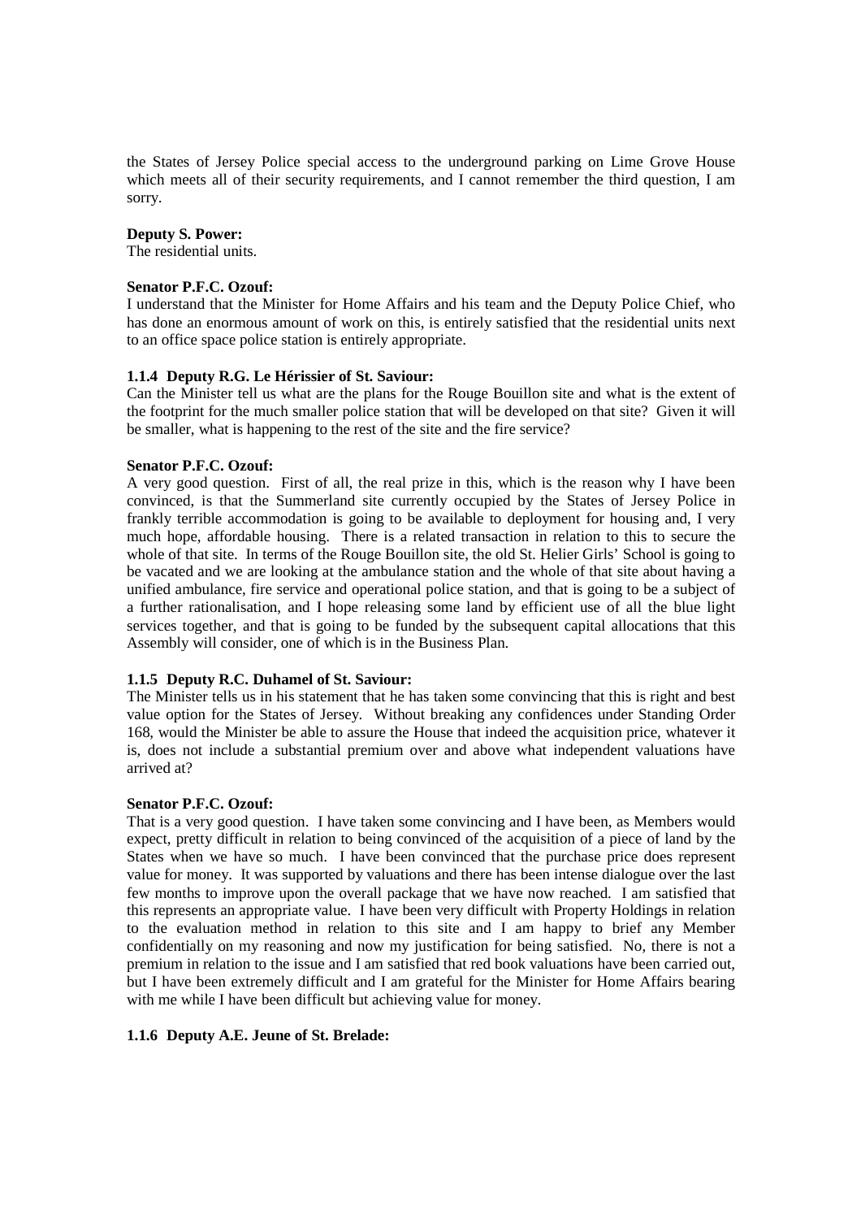the States of Jersey Police special access to the underground parking on Lime Grove House which meets all of their security requirements, and I cannot remember the third question, I am sorry.

**Deputy S. Power:**

The residential units.

**Senator P.F.C. Ozouf:**

I understand that the Minister for Home Affairs and his team and the Deputy Police Chief, who has done an enormous amount of work on this, is entirely satisfied that the residential units next to an office space police station is entirely appropriate.

**1.1.4 Deputy R.G. Le Hérissier of St. Saviour:**

Can the Minister tell us what are the plans for the Rouge Bouillon site and what is the extent of the footprint for the much smaller police station that will be developed on that site? Given it will be smaller, what is happening to the rest of the site and the fire service?

**Senator P.F.C. Ozouf:**

A very good question. First of all, the real prize in this, which is the reason why I have been convinced, is that the Summerland site currently occupied by the States of Jersey Police in frankly terrible accommodation is going to be available to deployment for housing and, I very much hope, affordable housing. There is a related transaction in relation to this to secure the whole of that site. In terms of the Rouge Bouillon site, the old St. Helier Girls' School is going to be vacated and we are looking at the ambulance station and the whole of that site about having a unified ambulance, fire service and operational police station, and that is going to be a subject of a further rationalisation, and I hope releasing some land by efficient use of all the blue light services together, and that is going to be funded by the subsequent capital allocations that this Assembly will consider, one of which is in the Business Plan.

**1.1.5 Deputy R.C. Duhamel of St. Saviour:**

The Minister tells us in his statement that he has taken some convincing that this is right and best value option for the States of Jersey. Without breaking any confidences under Standing Order 168, would the Minister be able to assure the House that indeed the acquisition price, whatever it is, does not include a substantial premium over and above what independent valuations have arrived at?

**Senator P.F.C. Ozouf:**

That is a very good question. I have taken some convincing and I have been, as Members would expect, pretty difficult in relation to being convinced of the acquisition of a piece of land by the States when we have so much. I have been convinced that the purchase price does represent value for money. It was supported by valuations and there has been intense dialogue over the last few months to improve upon the overall package that we have now reached. I am satisfied that this represents an appropriate value. I have been very difficult with Property Holdings in relation to the evaluation method in relation to this site and I am happy to brief any Member confidentially on my reasoning and now my justification for being satisfied. No, there is not a premium in relation to the issue and I am satisfied that red book valuations have been carried out, but I have been extremely difficult and I am grateful for the Minister for Home Affairs bearing with me while I have been difficult but achieving value for money.

**1.1.6 Deputy A.E. Jeune of St. Brelade:**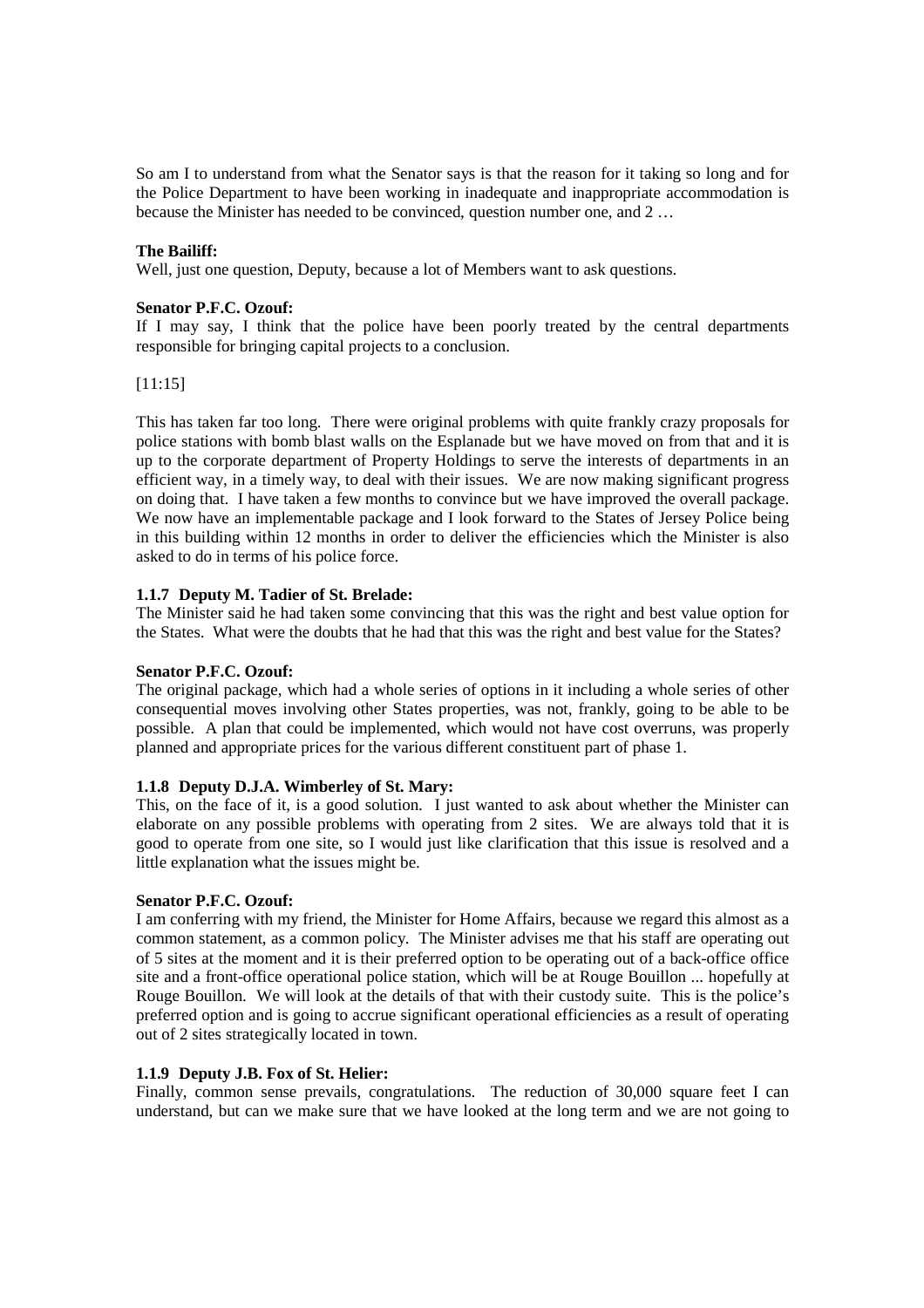So am I to understand from what the Senator says is that the reason for it taking so long and for the Police Department to have been working in inadequate and inappropriate accommodation is because the Minister has needed to be convinced, question number one, and 2 …

**The Bailiff:**

Well, just one question, Deputy, because a lot of Members want to ask questions.

**Senator P.F.C. Ozouf:**

If I may say, I think that the police have been poorly treated by the central departments responsible for bringing capital projects to a conclusion.

[11:15]

This has taken far too long. There were original problems with quite frankly crazy proposals for police stations with bomb blast walls on the Esplanade but we have moved on from that and it is up to the corporate department of Property Holdings to serve the interests of departments in an efficient way, in a timely way, to deal with their issues. We are now making significant progress on doing that. I have taken a few months to convince but we have improved the overall package. We now have an implementable package and I look forward to the States of Jersey Police being in this building within 12 months in order to deliver the efficiencies which the Minister is also asked to do in terms of his police force.

**1.1.7 Deputy M. Tadier of St. Brelade:**

The Minister said he had taken some convincing that this was the right and best value option for the States. What were the doubts that he had that this was the right and best value for the States?

**Senator P.F.C. Ozouf:**

The original package, which had a whole series of options in it including a whole series of other consequential moves involving other States properties, was not, frankly, going to be able to be possible. A plan that could be implemented, which would not have cost overruns, was properly planned and appropriate prices for the various different constituent part of phase 1.

**1.1.8 Deputy D.J.A. Wimberley of St. Mary:**

This, on the face of it, is a good solution. I just wanted to ask about whether the Minister can elaborate on any possible problems with operating from 2 sites. We are always told that it is good to operate from one site, so I would just like clarification that this issue is resolved and a little explanation what the issues might be.

**Senator P.F.C. Ozouf:**

I am conferring with my friend, the Minister for Home Affairs, because we regard this almost as a common statement, as a common policy. The Minister advises me that his staff are operating out of 5 sites at the moment and it is their preferred option to be operating out of a back-office office site and a front-office operational police station, which will be at Rouge Bouillon ... hopefully at Rouge Bouillon. We will look at the details of that with their custody suite. This is the police's preferred option and is going to accrue significant operational efficiencies as a result of operating out of 2 sites strategically located in town.

**1.1.9 Deputy J.B. Fox of St. Helier:**

Finally, common sense prevails, congratulations. The reduction of 30,000 square feet I can understand, but can we make sure that we have looked at the long term and we are not going to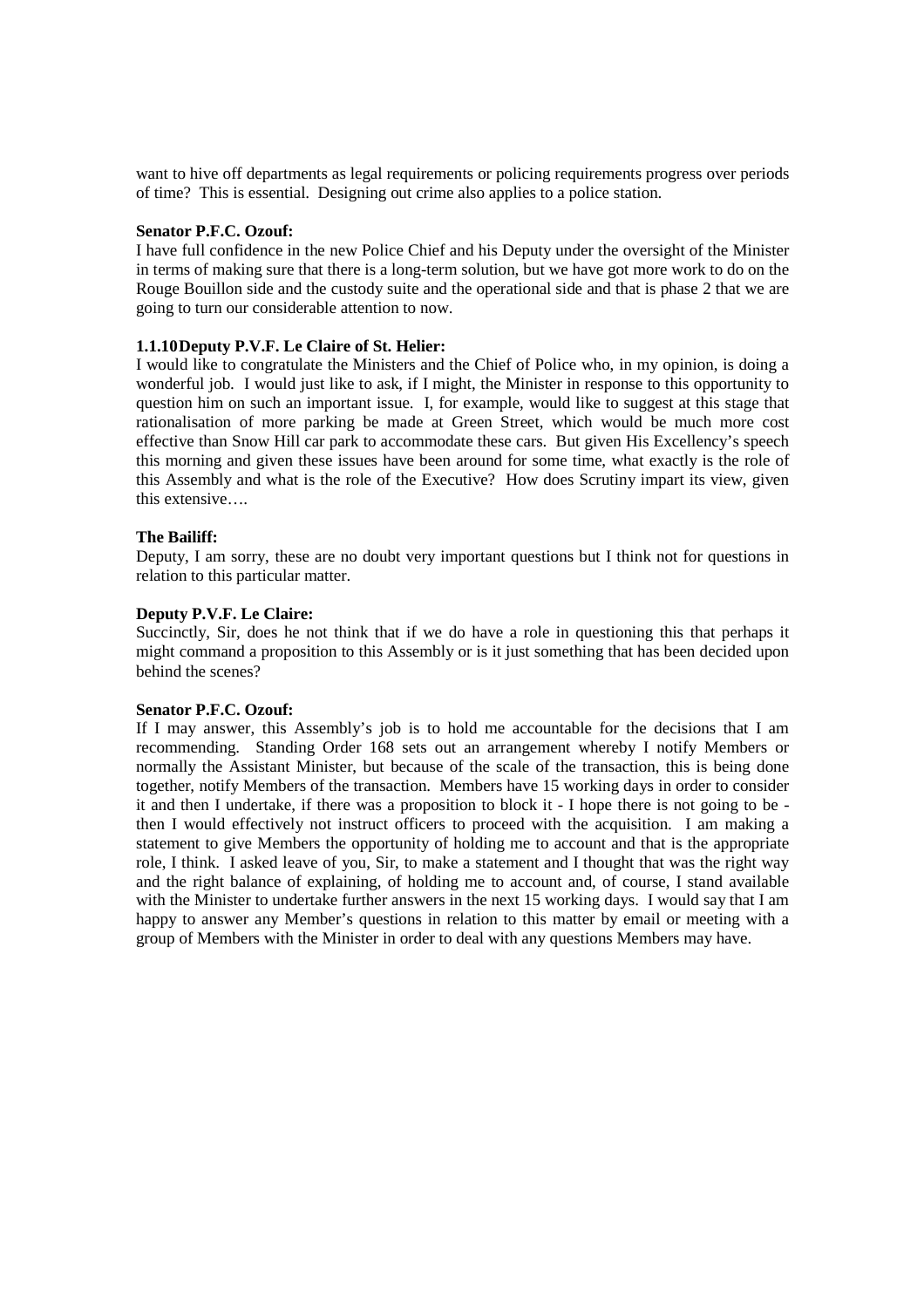want to hive off departments as legal requirements or policing requirements progress over periods of time? This is essential. Designing out crime also applies to a police station.

**Senator P.F.C. Ozouf:**

I have full confidence in the new Police Chief and his Deputy under the oversight of the Minister in terms of making sure that there is a long-term solution, but we have got more work to do on the Rouge Bouillon side and the custody suite and the operational side and that is phase 2 that we are going to turn our considerable attention to now.

**1.1.10 Deputy P.V.F. Le Claire of St. Helier:**

I would like to congratulate the Ministers and the Chief of Police who, in my opinion, is doing a wonderful job. I would just like to ask, if I might, the Minister in response to this opportunity to question him on such an important issue. I, for example, would like to suggest at this stage that rationalisation of more parking be made at Green Street, which would be much more cost effective than Snow Hill car park to accommodate these cars. But given His Excellency's speech this morning and given these issues have been around for some time, what exactly is the role of this Assembly and what is the role of the Executive? How does Scrutiny impart its view, given this extensive….

**The Bailiff:**

Deputy, I am sorry, these are no doubt very important questions but I think not for questions in relation to this particular matter.

**Deputy P.V.F. Le Claire:**

Succinctly, Sir, does he not think that if we do have a role in questioning this that perhaps it might command a proposition to this Assembly or is it just something that has been decided upon behind the scenes?

**Senator P.F.C. Ozouf:**

If I may answer, this Assembly's job is to hold me accountable for the decisions that I am recommending. Standing Order 168 sets out an arrangement whereby I notify Members or normally the Assistant Minister, but because of the scale of the transaction, this is being done together, notify Members of the transaction. Members have 15 working days in order to consider it and then I undertake, if there was a proposition to block it - I hope there is not going to be - then I would effectively not instruct officers to proceed with the acquisition. I am making a statement to give Members the opportunity of holding me to account and that is the appropriate role, I think. I asked leave of you, Sir, to make a statement and I thought that was the right way and the right balance of explaining, of holding me to account and, of course, I stand available with the Minister to undertake further answers in the next 15 working days. I would say that I am happy to answer any Member's questions in relation to this matter by email or meeting with a group of Members with the Minister in order to deal with any questions Members may have.